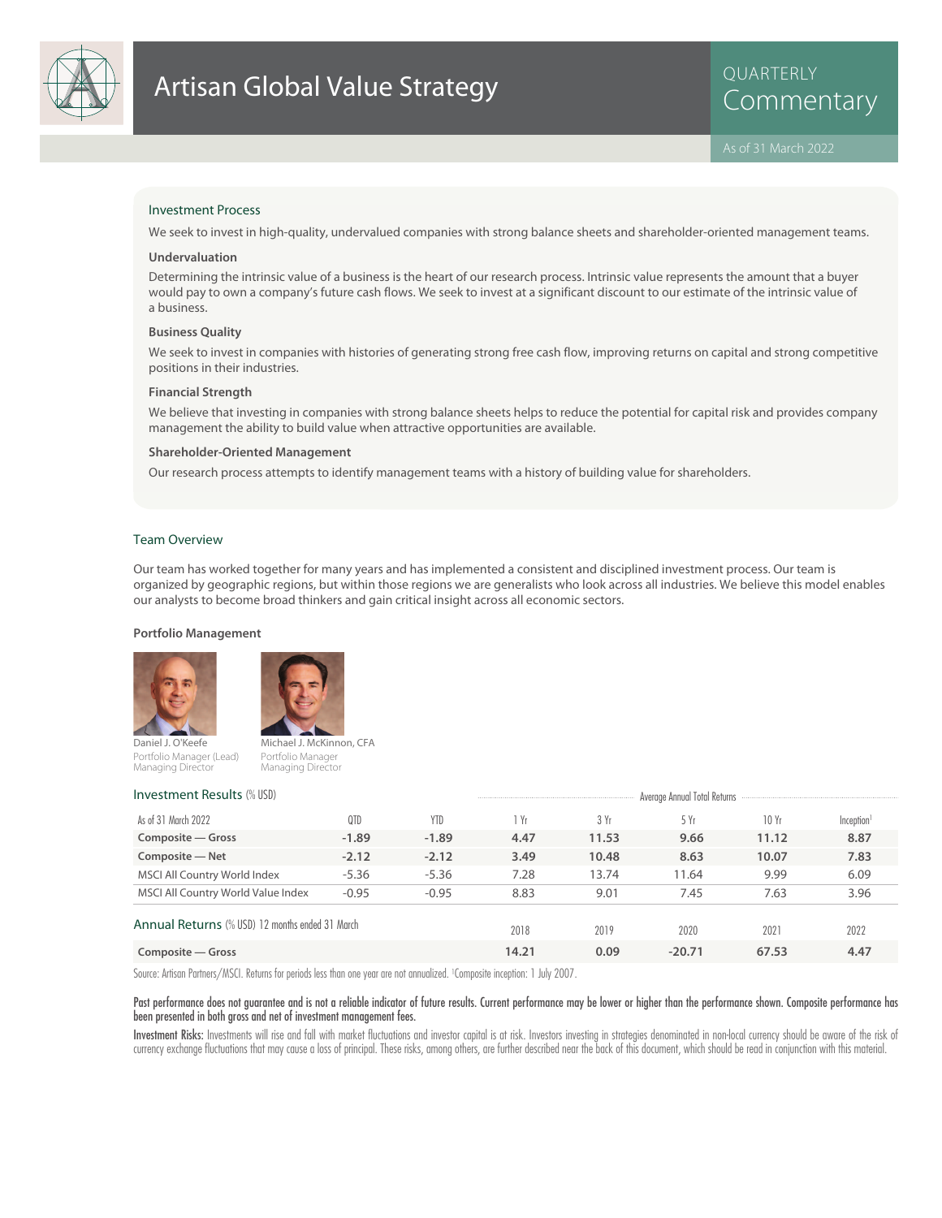# Artisan Global Value Strategy

QUARTERLY Commentary

As of 31 March 2022

## Investment Process

We seek to invest in high-quality, undervalued companies with strong balance sheets and shareholder-oriented management teams.

### Undervaluation

Determining the intrinsic value of a business is the heart of our research process. Intrinsic value represents the amount that a buyer would pay to own a company's future cash flows. We seek to invest at a significant discount to our estimate of the intrinsic value of a business.

### Business Quality

We seek to invest in companies with histories of generating strong free cash flow, improving returns on capital and strong competitive positions in their industries.

### Financial Strength

We believe that investing in companies with strong balance sheets helps to reduce the potential for capital risk and provides company management the ability to build value when attractive opportunities are available.

### Shareholder-Oriented Management

Our research process attempts to identify management teams with a history of building value for shareholders.

## Team Overview

Our team has worked together for many years and has implemented a consistent and disciplined investment process. Our team is organized by geographic regions, but within those regions we are generalists who look across all industries. We believe this model enables our analysts to become broad thinkers and gain critical insight across all economic sectors.

### Portfolio Management

Daniel J. O'Keefe
Portfolio Manager (Lead)
Managing Director

Michael J. McKinnon, CFA
Portfolio Manager
Managing Director

## Investment Results (% USD)

| | | | Average Annual Total Returns | | | | |
|---|---|---|---|---|---|---|---|
| As of 31 March 2022 | QTD | YTD | 1 Yr | 3 Yr | 5 Yr | 10 Yr | Inception[1] |
| **Composite — Gross** | **-1.89** | **-1.89** | **4.47** | **11.53** | **9.66** | **11.12** | **8.87** |
| **Composite — Net** | **-2.12** | **-2.12** | **3.49** | **10.48** | **8.63** | **10.07** | **7.83** |
| MSCI All Country World Index | -5.36 | -5.36 | 7.28 | 13.74 | 11.64 | 9.99 | 6.09 |
| MSCI All Country World Value Index | -0.95 | -0.95 | 8.83 | 9.01 | 7.45 | 7.63 | 3.96 |

## Annual Returns (% USD) 12 months ended 31 March

| | 2018 | 2019 | 2020 | 2021 | 2022 |
|---|---|---|---|---|---|
| **Composite — Gross** | **14.21** | **0.09** | **-20.71** | **67.53** | **4.47** |

Source: Artisan Partners/MSCI. Returns for periods less than one year are not annualized. [1]Composite inception: 1 July 2007.

**Past performance does not guarantee and is not a reliable indicator of future results. Current performance may be lower or higher than the performance shown. Composite performance has been presented in both gross and net of investment management fees.**

**Investment Risks:** Investments will rise and fall with market fluctuations and investor capital is at risk. Investors investing in strategies denominated in non-local currency should be aware of the risk of currency exchange fluctuations that may cause a loss of principal. These risks, among others, are further described near the back of this document, which should be read in conjunction with this material.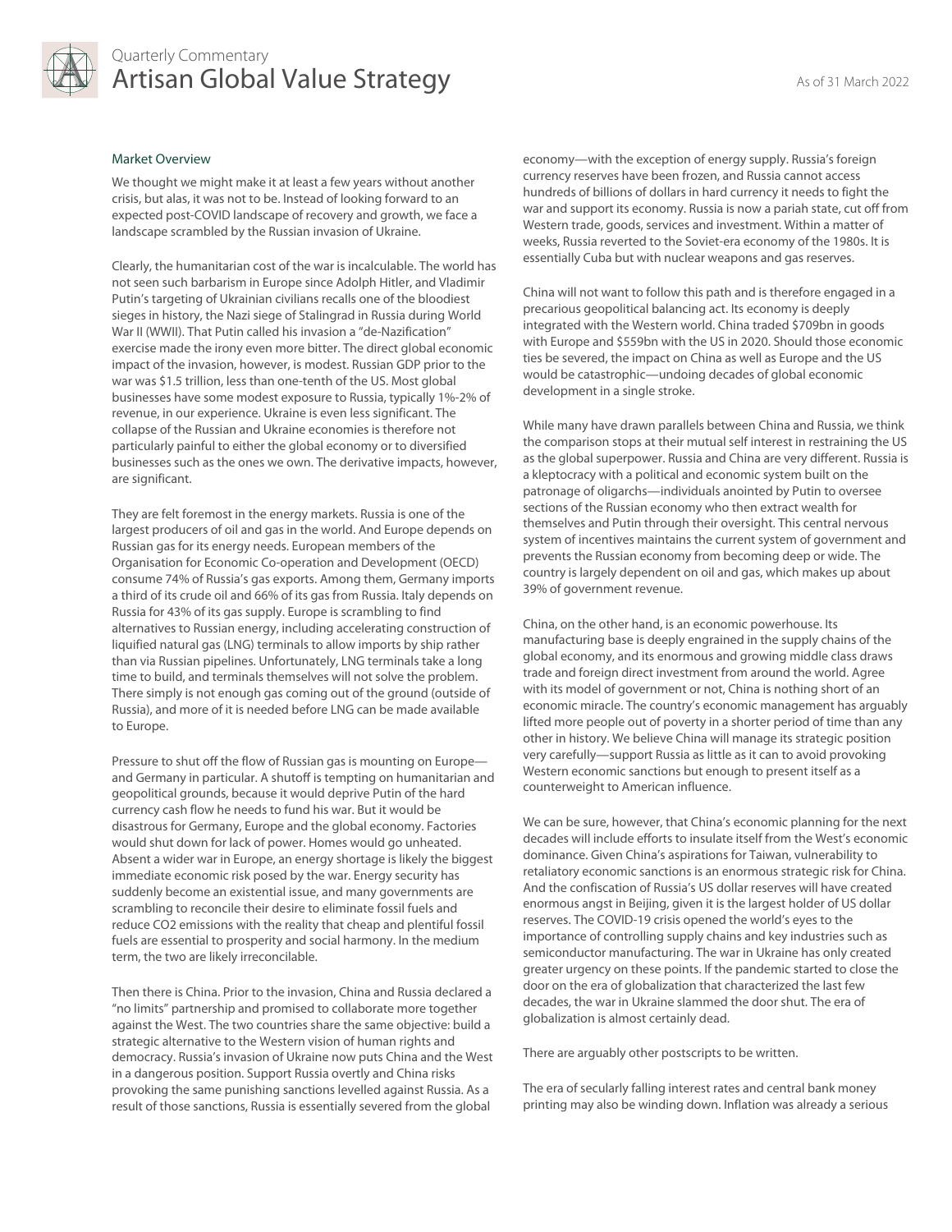## Market Overview

We thought we might make it at least a few years without another crisis, but alas, it was not to be. Instead of looking forward to an expected post-COVID landscape of recovery and growth, we face a landscape scrambled by the Russian invasion of Ukraine.

Clearly, the humanitarian cost of the war is incalculable. The world has not seen such barbarism in Europe since Adolph Hitler, and Vladimir Putin's targeting of Ukrainian civilians recalls one of the bloodiest sieges in history, the Nazi siege of Stalingrad in Russia during World War II (WWII). That Putin called his invasion a "de-Nazification" exercise made the irony even more bitter. The direct global economic impact of the invasion, however, is modest. Russian GDP prior to the war was $1.5 trillion, less than one-tenth of the US. Most global businesses have some modest exposure to Russia, typically 1%-2% of revenue, in our experience. Ukraine is even less significant. The collapse of the Russian and Ukraine economies is therefore not particularly painful to either the global economy or to diversified businesses such as the ones we own. The derivative impacts, however, are significant.

They are felt foremost in the energy markets. Russia is one of the largest producers of oil and gas in the world. And Europe depends on Russian gas for its energy needs. European members of the Organisation for Economic Co-operation and Development (OECD) consume 74% of Russia's gas exports. Among them, Germany imports a third of its crude oil and 66% of its gas from Russia. Italy depends on Russia for 43% of its gas supply. Europe is scrambling to find alternatives to Russian energy, including accelerating construction of liquified natural gas (LNG) terminals to allow imports by ship rather than via Russian pipelines. Unfortunately, LNG terminals take a long time to build, and terminals themselves will not solve the problem. There simply is not enough gas coming out of the ground (outside of Russia), and more of it is needed before LNG can be made available to Europe.

Pressure to shut off the flow of Russian gas is mounting on Europe—and Germany in particular. A shutoff is tempting on humanitarian and geopolitical grounds, because it would deprive Putin of the hard currency cash flow he needs to fund his war. But it would be disastrous for Germany, Europe and the global economy. Factories would shut down for lack of power. Homes would go unheated. Absent a wider war in Europe, an energy shortage is likely the biggest immediate economic risk posed by the war. Energy security has suddenly become an existential issue, and many governments are scrambling to reconcile their desire to eliminate fossil fuels and reduce $CO_2$ emissions with the reality that cheap and plentiful fossil fuels are essential to prosperity and social harmony. In the medium term, the two are likely irreconcilable.

Then there is China. Prior to the invasion, China and Russia declared a "no limits" partnership and promised to collaborate more together against the West. The two countries share the same objective: build a strategic alternative to the Western vision of human rights and democracy. Russia's invasion of Ukraine now puts China and the West in a dangerous position. Support Russia overtly and China risks provoking the same punishing sanctions levelled against Russia. As a result of those sanctions, Russia is essentially severed from the global economy—with the exception of energy supply. Russia's foreign currency reserves have been frozen, and Russia cannot access hundreds of billions of dollars in hard currency it needs to fight the war and support its economy. Russia is now a pariah state, cut off from Western trade, goods, services and investment. Within a matter of weeks, Russia reverted to the Soviet-era economy of the 1980s. It is essentially Cuba but with nuclear weapons and gas reserves.

China will not want to follow this path and is therefore engaged in a precarious geopolitical balancing act. Its economy is deeply integrated with the Western world. China traded $709bn in goods with Europe and $559bn with the US in 2020. Should those economic ties be severed, the impact on China as well as Europe and the US would be catastrophic—undoing decades of global economic development in a single stroke.

While many have drawn parallels between China and Russia, we think the comparison stops at their mutual self interest in restraining the US as the global superpower. Russia and China are very different. Russia is a kleptocracy with a political and economic system built on the patronage of oligarchs—individuals anointed by Putin to oversee sections of the Russian economy who then extract wealth for themselves and Putin through their oversight. This central nervous system of incentives maintains the current system of government and prevents the Russian economy from becoming deep or wide. The country is largely dependent on oil and gas, which makes up about 39% of government revenue.

China, on the other hand, is an economic powerhouse. Its manufacturing base is deeply engrained in the supply chains of the global economy, and its enormous and growing middle class draws trade and foreign direct investment from around the world. Agree with its model of government or not, China is nothing short of an economic miracle. The country's economic management has arguably lifted more people out of poverty in a shorter period of time than any other in history. We believe China will manage its strategic position very carefully—support Russia as little as it can to avoid provoking Western economic sanctions but enough to present itself as a counterweight to American influence.

We can be sure, however, that China's economic planning for the next decades will include efforts to insulate itself from the West's economic dominance. Given China's aspirations for Taiwan, vulnerability to retaliatory economic sanctions is an enormous strategic risk for China. And the confiscation of Russia's US dollar reserves will have created enormous angst in Beijing, given it is the largest holder of US dollar reserves. The COVID-19 crisis opened the world's eyes to the importance of controlling supply chains and key industries such as semiconductor manufacturing. The war in Ukraine has only created greater urgency on these points. If the pandemic started to close the door on the era of globalization that characterized the last few decades, the war in Ukraine slammed the door shut. The era of globalization is almost certainly dead.

There are arguably other postscripts to be written.

The era of secularly falling interest rates and central bank money printing may also be winding down. Inflation was already a serious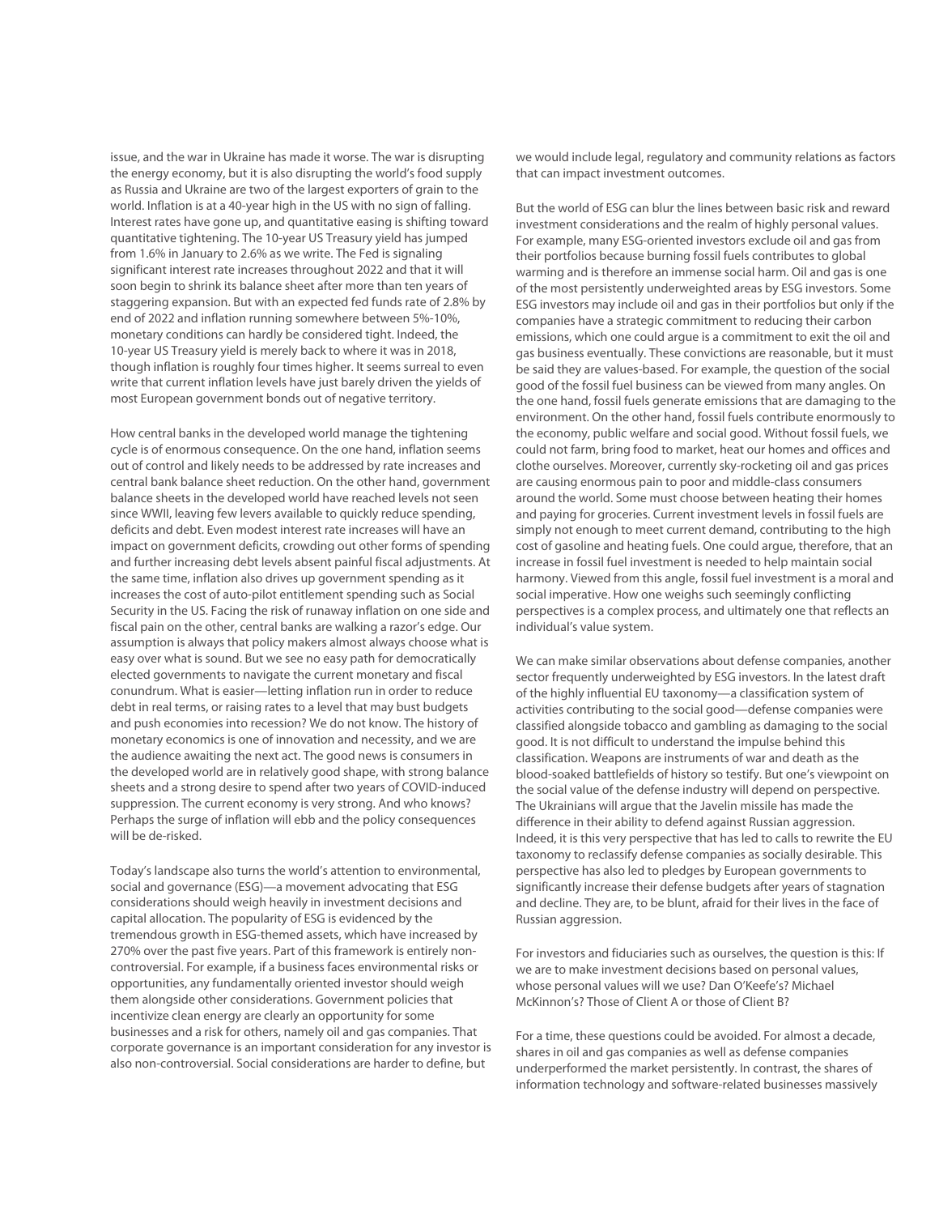issue, and the war in Ukraine has made it worse. The war is disrupting the energy economy, but it is also disrupting the world's food supply as Russia and Ukraine are two of the largest exporters of grain to the world. Inflation is at a 40-year high in the US with no sign of falling. Interest rates have gone up, and quantitative easing is shifting toward quantitative tightening. The 10-year US Treasury yield has jumped from 1.6% in January to 2.6% as we write. The Fed is signaling significant interest rate increases throughout 2022 and that it will soon begin to shrink its balance sheet after more than ten years of staggering expansion. But with an expected fed funds rate of 2.8% by end of 2022 and inflation running somewhere between 5%-10%, monetary conditions can hardly be considered tight. Indeed, the 10-year US Treasury yield is merely back to where it was in 2018, though inflation is roughly four times higher. It seems surreal to even write that current inflation levels have just barely driven the yields of most European government bonds out of negative territory.

How central banks in the developed world manage the tightening cycle is of enormous consequence. On the one hand, inflation seems out of control and likely needs to be addressed by rate increases and central bank balance sheet reduction. On the other hand, government balance sheets in the developed world have reached levels not seen since WWII, leaving few levers available to quickly reduce spending, deficits and debt. Even modest interest rate increases will have an impact on government deficits, crowding out other forms of spending and further increasing debt levels absent painful fiscal adjustments. At the same time, inflation also drives up government spending as it increases the cost of auto-pilot entitlement spending such as Social Security in the US. Facing the risk of runaway inflation on one side and fiscal pain on the other, central banks are walking a razor's edge. Our assumption is always that policy makers almost always choose what is easy over what is sound. But we see no easy path for democratically elected governments to navigate the current monetary and fiscal conundrum. What is easier—letting inflation run in order to reduce debt in real terms, or raising rates to a level that may bust budgets and push economies into recession? We do not know. The history of monetary economics is one of innovation and necessity, and we are the audience awaiting the next act. The good news is consumers in the developed world are in relatively good shape, with strong balance sheets and a strong desire to spend after two years of COVID-induced suppression. The current economy is very strong. And who knows? Perhaps the surge of inflation will ebb and the policy consequences will be de-risked.

Today's landscape also turns the world's attention to environmental, social and governance (ESG)—a movement advocating that ESG considerations should weigh heavily in investment decisions and capital allocation. The popularity of ESG is evidenced by the tremendous growth in ESG-themed assets, which have increased by 270% over the past five years. Part of this framework is entirely non-controversial. For example, if a business faces environmental risks or opportunities, any fundamentally oriented investor should weigh them alongside other considerations. Government policies that incentivize clean energy are clearly an opportunity for some businesses and a risk for others, namely oil and gas companies. That corporate governance is an important consideration for any investor is also non-controversial. Social considerations are harder to define, but we would include legal, regulatory and community relations as factors that can impact investment outcomes.

But the world of ESG can blur the lines between basic risk and reward investment considerations and the realm of highly personal values. For example, many ESG-oriented investors exclude oil and gas from their portfolios because burning fossil fuels contributes to global warming and is therefore an immense social harm. Oil and gas is one of the most persistently underweighted areas by ESG investors. Some ESG investors may include oil and gas in their portfolios but only if the companies have a strategic commitment to reducing their carbon emissions, which one could argue is a commitment to exit the oil and gas business eventually. These convictions are reasonable, but it must be said they are values-based. For example, the question of the social good of the fossil fuel business can be viewed from many angles. On the one hand, fossil fuels generate emissions that are damaging to the environment. On the other hand, fossil fuels contribute enormously to the economy, public welfare and social good. Without fossil fuels, we could not farm, bring food to market, heat our homes and offices and clothe ourselves. Moreover, currently sky-rocketing oil and gas prices are causing enormous pain to poor and middle-class consumers around the world. Some must choose between heating their homes and paying for groceries. Current investment levels in fossil fuels are simply not enough to meet current demand, contributing to the high cost of gasoline and heating fuels. One could argue, therefore, that an increase in fossil fuel investment is needed to help maintain social harmony. Viewed from this angle, fossil fuel investment is a moral and social imperative. How one weighs such seemingly conflicting perspectives is a complex process, and ultimately one that reflects an individual's value system.

We can make similar observations about defense companies, another sector frequently underweighted by ESG investors. In the latest draft of the highly influential EU taxonomy—a classification system of activities contributing to the social good—defense companies were classified alongside tobacco and gambling as damaging to the social good. It is not difficult to understand the impulse behind this classification. Weapons are instruments of war and death as the blood-soaked battlefields of history so testify. But one's viewpoint on the social value of the defense industry will depend on perspective. The Ukrainians will argue that the Javelin missile has made the difference in their ability to defend against Russian aggression. Indeed, it is this very perspective that has led to calls to rewrite the EU taxonomy to reclassify defense companies as socially desirable. This perspective has also led to pledges by European governments to significantly increase their defense budgets after years of stagnation and decline. They are, to be blunt, afraid for their lives in the face of Russian aggression.

For investors and fiduciaries such as ourselves, the question is this: If we are to make investment decisions based on personal values, whose personal values will we use? Dan O'Keefe's? Michael McKinnon's? Those of Client A or those of Client B?

For a time, these questions could be avoided. For almost a decade, shares in oil and gas companies as well as defense companies underperformed the market persistently. In contrast, the shares of information technology and software-related businesses massively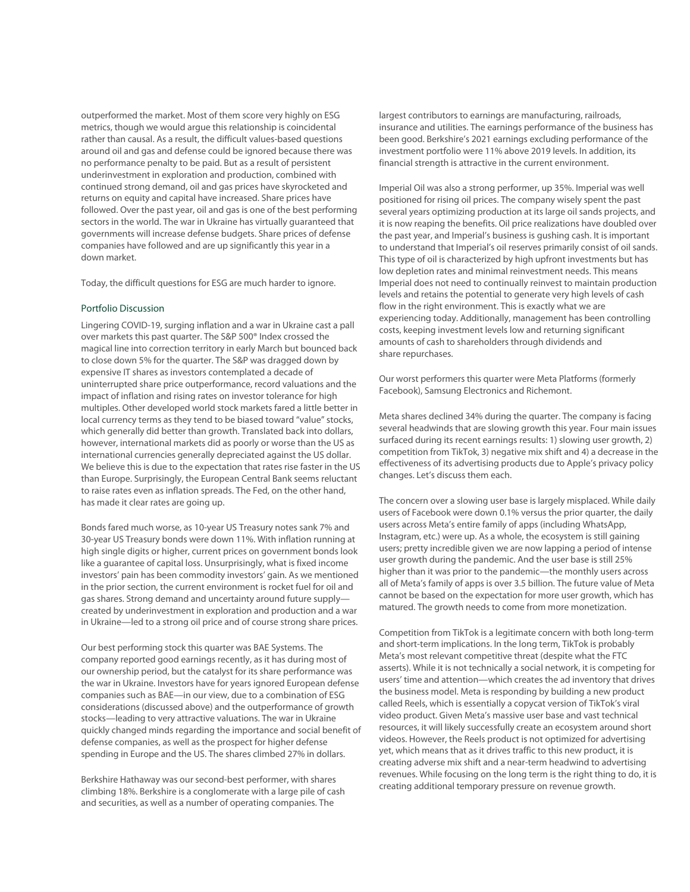outperformed the market. Most of them score very highly on ESG metrics, though we would argue this relationship is coincidental rather than causal. As a result, the difficult values-based questions around oil and gas and defense could be ignored because there was no performance penalty to be paid. But as a result of persistent underinvestment in exploration and production, combined with continued strong demand, oil and gas prices have skyrocketed and returns on equity and capital have increased. Share prices have followed. Over the past year, oil and gas is one of the best performing sectors in the world. The war in Ukraine has virtually guaranteed that governments will increase defense budgets. Share prices of defense companies have followed and are up significantly this year in a down market.

Today, the difficult questions for ESG are much harder to ignore.

## Portfolio Discussion

Lingering COVID-19, surging inflation and a war in Ukraine cast a pall over markets this past quarter. The S&P 500® Index crossed the magical line into correction territory in early March but bounced back to close down 5% for the quarter. The S&P was dragged down by expensive IT shares as investors contemplated a decade of uninterrupted share price outperformance, record valuations and the impact of inflation and rising rates on investor tolerance for high multiples. Other developed world stock markets fared a little better in local currency terms as they tend to be biased toward "value" stocks, which generally did better than growth. Translated back into dollars, however, international markets did as poorly or worse than the US as international currencies generally depreciated against the US dollar. We believe this is due to the expectation that rates rise faster in the US than Europe. Surprisingly, the European Central Bank seems reluctant to raise rates even as inflation spreads. The Fed, on the other hand, has made it clear rates are going up.

Bonds fared much worse, as 10-year US Treasury notes sank 7% and 30-year US Treasury bonds were down 11%. With inflation running at high single digits or higher, current prices on government bonds look like a guarantee of capital loss. Unsurprisingly, what is fixed income investors' pain has been commodity investors' gain. As we mentioned in the prior section, the current environment is rocket fuel for oil and gas shares. Strong demand and uncertainty around future supply—created by underinvestment in exploration and production and a war in Ukraine—led to a strong oil price and of course strong share prices.

Our best performing stock this quarter was BAE Systems. The company reported good earnings recently, as it has during most of our ownership period, but the catalyst for its share performance was the war in Ukraine. Investors have for years ignored European defense companies such as BAE—in our view, due to a combination of ESG considerations (discussed above) and the outperformance of growth stocks—leading to very attractive valuations. The war in Ukraine quickly changed minds regarding the importance and social benefit of defense companies, as well as the prospect for higher defense spending in Europe and the US. The shares climbed 27% in dollars.

Berkshire Hathaway was our second-best performer, with shares climbing 18%. Berkshire is a conglomerate with a large pile of cash and securities, as well as a number of operating companies. The largest contributors to earnings are manufacturing, railroads, insurance and utilities. The earnings performance of the business has been good. Berkshire's 2021 earnings excluding performance of the investment portfolio were 11% above 2019 levels. In addition, its financial strength is attractive in the current environment.

Imperial Oil was also a strong performer, up 35%. Imperial was well positioned for rising oil prices. The company wisely spent the past several years optimizing production at its large oil sands projects, and it is now reaping the benefits. Oil price realizations have doubled over the past year, and Imperial's business is gushing cash. It is important to understand that Imperial's oil reserves primarily consist of oil sands. This type of oil is characterized by high upfront investments but has low depletion rates and minimal reinvestment needs. This means Imperial does not need to continually reinvest to maintain production levels and retains the potential to generate very high levels of cash flow in the right environment. This is exactly what we are experiencing today. Additionally, management has been controlling costs, keeping investment levels low and returning significant amounts of cash to shareholders through dividends and share repurchases.

Our worst performers this quarter were Meta Platforms (formerly Facebook), Samsung Electronics and Richemont.

Meta shares declined 34% during the quarter. The company is facing several headwinds that are slowing growth this year. Four main issues surfaced during its recent earnings results: 1) slowing user growth, 2) competition from TikTok, 3) negative mix shift and 4) a decrease in the effectiveness of its advertising products due to Apple's privacy policy changes. Let's discuss them each.

The concern over a slowing user base is largely misplaced. While daily users of Facebook were down 0.1% versus the prior quarter, the daily users across Meta's entire family of apps (including WhatsApp, Instagram, etc.) were up. As a whole, the ecosystem is still gaining users; pretty incredible given we are now lapping a period of intense user growth during the pandemic. And the user base is still 25% higher than it was prior to the pandemic—the monthly users across all of Meta's family of apps is over 3.5 billion. The future value of Meta cannot be based on the expectation for more user growth, which has matured. The growth needs to come from more monetization.

Competition from TikTok is a legitimate concern with both long-term and short-term implications. In the long term, TikTok is probably Meta's most relevant competitive threat (despite what the FTC asserts). While it is not technically a social network, it is competing for users' time and attention—which creates the ad inventory that drives the business model. Meta is responding by building a new product called Reels, which is essentially a copycat version of TikTok's viral video product. Given Meta's massive user base and vast technical resources, it will likely successfully create an ecosystem around short videos. However, the Reels product is not optimized for advertising yet, which means that as it drives traffic to this new product, it is creating adverse mix shift and a near-term headwind to advertising revenues. While focusing on the long term is the right thing to do, it is creating additional temporary pressure on revenue growth.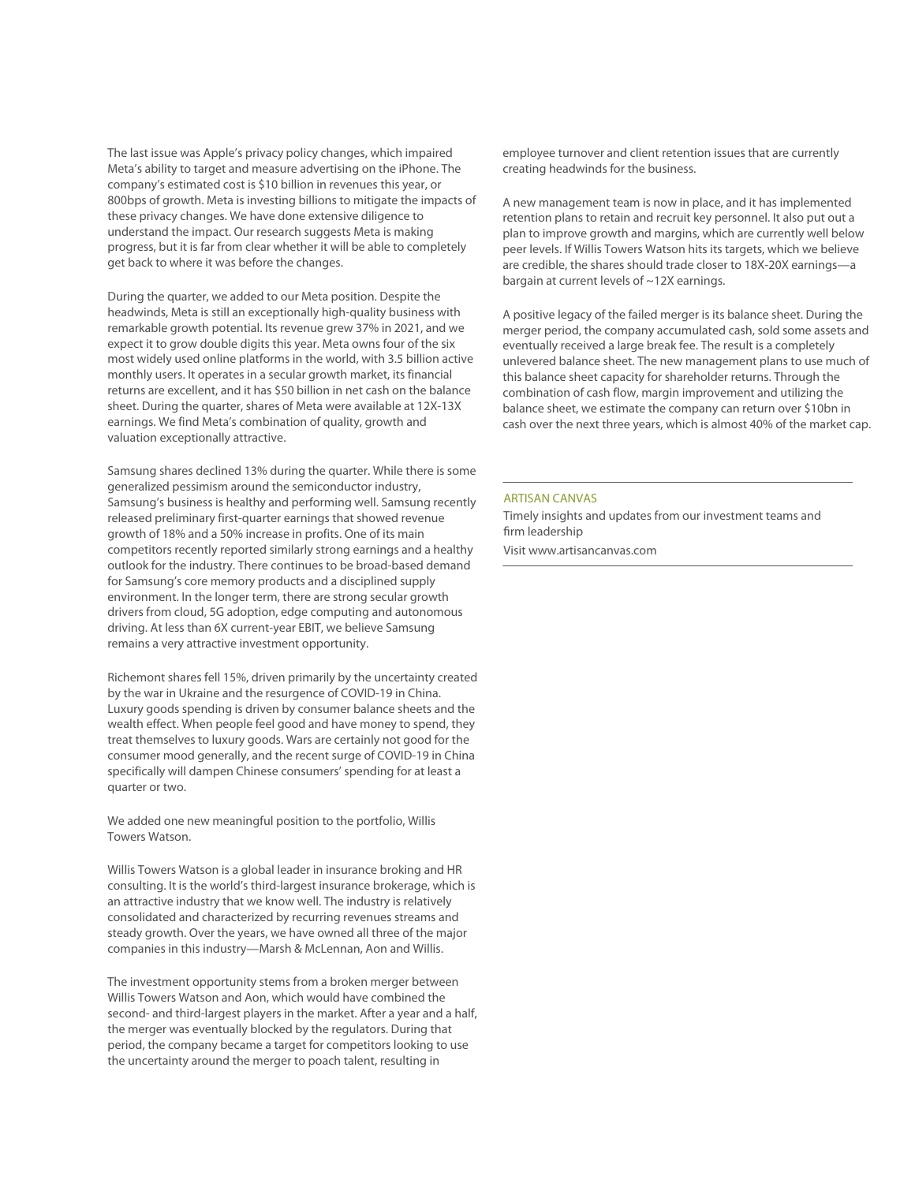The last issue was Apple's privacy policy changes, which impaired Meta's ability to target and measure advertising on the iPhone. The company's estimated cost is $10 billion in revenues this year, or 800bps of growth. Meta is investing billions to mitigate the impacts of these privacy changes. We have done extensive diligence to understand the impact. Our research suggests Meta is making progress, but it is far from clear whether it will be able to completely get back to where it was before the changes.

During the quarter, we added to our Meta position. Despite the headwinds, Meta is still an exceptionally high-quality business with remarkable growth potential. Its revenue grew 37% in 2021, and we expect it to grow double digits this year. Meta owns four of the six most widely used online platforms in the world, with 3.5 billion active monthly users. It operates in a secular growth market, its financial returns are excellent, and it has $50 billion in net cash on the balance sheet. During the quarter, shares of Meta were available at 12X-13X earnings. We find Meta's combination of quality, growth and valuation exceptionally attractive.

Samsung shares declined 13% during the quarter. While there is some generalized pessimism around the semiconductor industry, Samsung's business is healthy and performing well. Samsung recently released preliminary first-quarter earnings that showed revenue growth of 18% and a 50% increase in profits. One of its main competitors recently reported similarly strong earnings and a healthy outlook for the industry. There continues to be broad-based demand for Samsung's core memory products and a disciplined supply environment. In the longer term, there are strong secular growth drivers from cloud, 5G adoption, edge computing and autonomous driving. At less than 6X current-year EBIT, we believe Samsung remains a very attractive investment opportunity.

Richemont shares fell 15%, driven primarily by the uncertainty created by the war in Ukraine and the resurgence of COVID-19 in China. Luxury goods spending is driven by consumer balance sheets and the wealth effect. When people feel good and have money to spend, they treat themselves to luxury goods. Wars are certainly not good for the consumer mood generally, and the recent surge of COVID-19 in China specifically will dampen Chinese consumers' spending for at least a quarter or two.

We added one new meaningful position to the portfolio, Willis Towers Watson.

Willis Towers Watson is a global leader in insurance broking and HR consulting. It is the world's third-largest insurance brokerage, which is an attractive industry that we know well. The industry is relatively consolidated and characterized by recurring revenues streams and steady growth. Over the years, we have owned all three of the major companies in this industry—Marsh & McLennan, Aon and Willis.

The investment opportunity stems from a broken merger between Willis Towers Watson and Aon, which would have combined the second- and third-largest players in the market. After a year and a half, the merger was eventually blocked by the regulators. During that period, the company became a target for competitors looking to use the uncertainty around the merger to poach talent, resulting in employee turnover and client retention issues that are currently creating headwinds for the business.

A new management team is now in place, and it has implemented retention plans to retain and recruit key personnel. It also put out a plan to improve growth and margins, which are currently well below peer levels. If Willis Towers Watson hits its targets, which we believe are credible, the shares should trade closer to 18X-20X earnings—a bargain at current levels of ~12X earnings.

A positive legacy of the failed merger is its balance sheet. During the merger period, the company accumulated cash, sold some assets and eventually received a large break fee. The result is a completely unlevered balance sheet. The new management plans to use much of this balance sheet capacity for shareholder returns. Through the combination of cash flow, margin improvement and utilizing the balance sheet, we estimate the company can return over $10bn in cash over the next three years, which is almost 40% of the market cap.

ARTISAN CANVAS

Timely insights and updates from our investment teams and firm leadership

Visit www.artisancanvas.com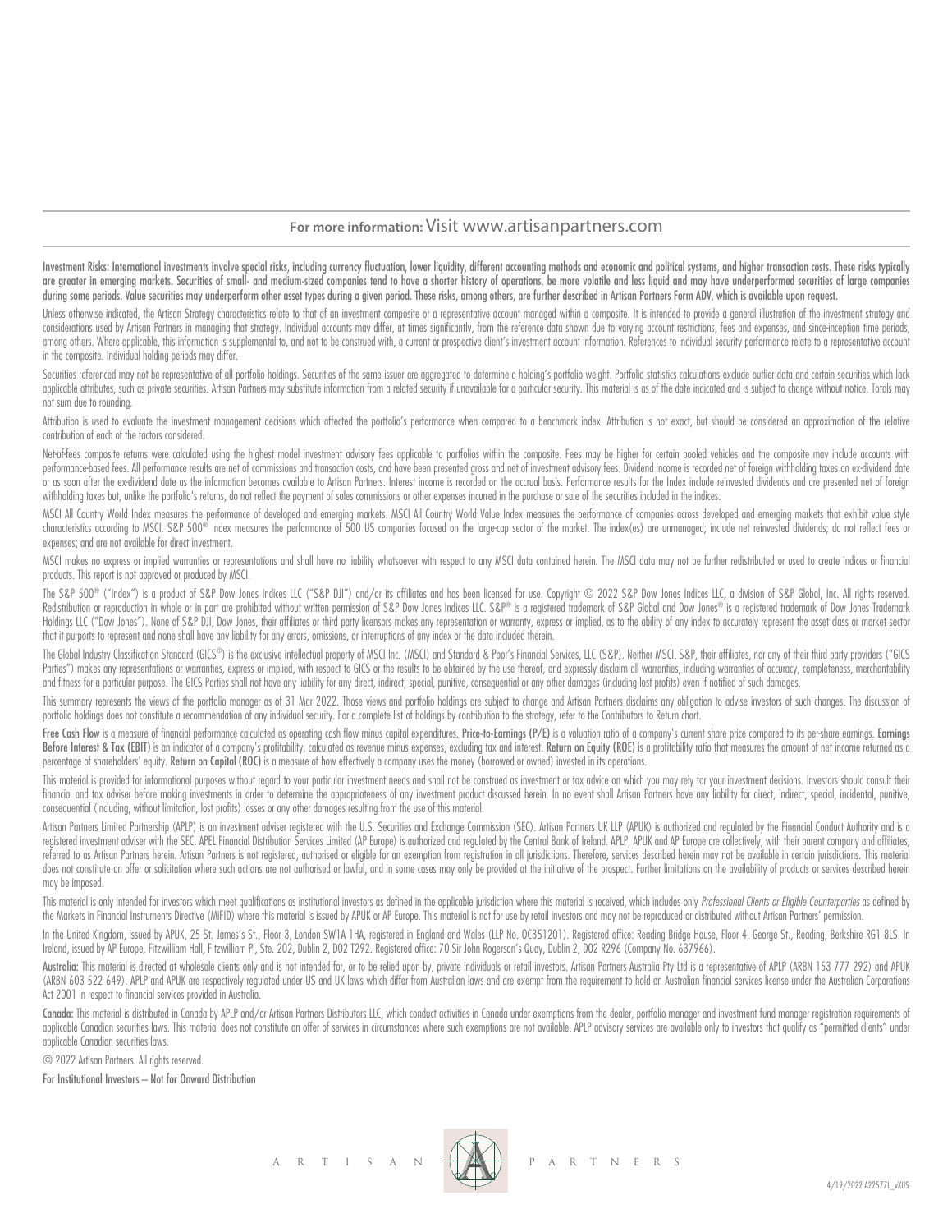**For more information:** Visit www.artisanpartners.com

**Investment Risks:** International investments involve special risks, including currency fluctuation, lower liquidity, different accounting methods and economic and political systems, and higher transaction costs. These risks typically are greater in emerging markets. Securities of small- and medium-sized companies tend to have a shorter history of operations, be more volatile and less liquid and may have underperformed securities of large companies during some periods. Value securities may underperform other asset types during a given period. These risks, among others, are further described in Artisan Partners Form ADV, which is available upon request.

Unless otherwise indicated, the Artisan Strategy characteristics relate to that of an investment composite or a representative account managed within a composite. It is intended to provide a general illustration of the investment strategy and considerations used by Artisan Partners in managing that strategy. Individual accounts may differ, at times significantly, from the reference data shown due to varying account restrictions, fees and expenses, and since-inception time periods, among others. Where applicable, this information is supplemental to, and not to be construed with, a current or prospective client's investment account information. References to individual security performance relate to a representative account in the composite. Individual holding periods may differ.

Securities referenced may not be representative of all portfolio holdings. Securities of the same issuer are aggregated to determine a holding's portfolio weight. Portfolio statistics calculations exclude outlier data and certain securities which lack applicable attributes, such as private securities. Artisan Partners may substitute information from a related security if unavailable for a particular security. This material is as of the date indicated and is subject to change without notice. Totals may not sum due to rounding.

Attribution is used to evaluate the investment management decisions which affected the portfolio's performance when compared to a benchmark index. Attribution is not exact, but should be considered an approximation of the relative contribution of each of the factors considered.

Net-of-fees composite returns were calculated using the highest model investment advisory fees applicable to portfolios within the composite. Fees may be higher for certain pooled vehicles and the composite may include accounts with performance-based fees. All performance results are net of commissions and transaction costs, and have been presented gross and net of investment advisory fees. Dividend income is recorded net of foreign withholding taxes on ex-dividend date or as soon after the ex-dividend date as the information becomes available to Artisan Partners. Interest income is recorded on the accrual basis. Performance results for the Index include reinvested dividends and are presented net of foreign withholding taxes but, unlike the portfolio's returns, do not reflect the payment of sales commissions or other expenses incurred in the purchase or sale of the securities included in the indices.

MSCI All Country World Index measures the performance of developed and emerging markets. MSCI All Country World Value Index measures the performance of companies across developed and emerging markets that exhibit value style characteristics according to MSCI. S&P 500® Index measures the performance of 500 US companies focused on the large-cap sector of the market. The index(es) are unmanaged; include net reinvested dividends; do not reflect fees or expenses; and are not available for direct investment.

MSCI makes no express or implied warranties or representations and shall have no liability whatsoever with respect to any MSCI data contained herein. The MSCI data may not be further redistributed or used to create indices or financial products. This report is not approved or produced by MSCI.

The S&P 500® ("Index") is a product of S&P Dow Jones Indices LLC ("S&P DJI") and/or its affiliates and has been licensed for use. Copyright © 2022 S&P Dow Jones Indices LLC, a division of S&P Global, Inc. All rights reserved. Redistribution or reproduction in whole or in part are prohibited without written permission of S&P Dow Jones Indices LLC. S&P® is a registered trademark of S&P Global and Dow Jones® is a registered trademark of Dow Jones Trademark Holdings LLC ("Dow Jones"). None of S&P DJI, Dow Jones, their affiliates or third party licensors makes any representation or warranty, express or implied, as to the ability of any index to accurately represent the asset class or market sector that it purports to represent and none shall have any liability for any errors, omissions, or interruptions of any index or the data included therein.

The Global Industry Classification Standard (GICS®) is the exclusive intellectual property of MSCI Inc. (MSCI) and Standard & Poor's Financial Services, LLC (S&P). Neither MSCI, S&P, their affiliates, nor any of their third party providers ("GICS Parties") makes any representations or warranties, express or implied, with respect to GICS or the results to be obtained by the use thereof, and expressly disclaim all warranties, including warranties of accuracy, completeness, merchantability and fitness for a particular purpose. The GICS Parties shall not have any liability for any direct, indirect, special, punitive, consequential or any other damages (including lost profits) even if notified of such damages.

This summary represents the views of the portfolio manager as of 31 Mar 2022. Those views and portfolio holdings are subject to change and Artisan Partners disclaims any obligation to advise investors of such changes. The discussion of portfolio holdings does not constitute a recommendation of any individual security. For a complete list of holdings by contribution to the strategy, refer to the Contributors to Return chart.

**Free Cash Flow** is a measure of financial performance calculated as operating cash flow minus capital expenditures. **Price-to-Earnings (P/E)** is a valuation ratio of a company's current share price compared to its per-share earnings. **Earnings Before Interest & Tax (EBIT)** is an indicator of a company's profitability, calculated as revenue minus expenses, excluding tax and interest. **Return on Equity (ROE)** is a profitability ratio that measures the amount of net income returned as a percentage of shareholders' equity. **Return on Capital (ROC)** is a measure of how effectively a company uses the money (borrowed or owned) invested in its operations.

This material is provided for informational purposes without regard to your particular investment needs and shall not be construed as investment or tax advice on which you may rely for your investment decisions. Investors should consult their financial and tax adviser before making investments in order to determine the appropriateness of any investment product discussed herein. In no event shall Artisan Partners have any liability for direct, indirect, special, incidental, punitive, consequential (including, without limitation, lost profits) losses or any other damages resulting from the use of this material.

Artisan Partners Limited Partnership (APLP) is an investment adviser registered with the U.S. Securities and Exchange Commission (SEC). Artisan Partners UK LLP (APUK) is authorized and regulated by the Financial Conduct Authority and is a registered investment adviser with the SEC. APEL Financial Distribution Services Limited (AP Europe) is authorized and regulated by the Central Bank of Ireland. APLP, APUK and AP Europe are collectively, with their parent company and affiliates, referred to as Artisan Partners herein. Artisan Partners is not registered, authorised or eligible for an exemption from registration in all jurisdictions. Therefore, services described herein may not be available in certain jurisdictions. This material does not constitute an offer or solicitation where such actions are not authorised or lawful, and in some cases may only be provided at the initiative of the prospect. Further limitations on the availability of products or services described herein may be imposed.

This material is only intended for investors which meet qualifications as institutional investors as defined in the applicable jurisdiction where this material is received, which includes only *Professional Clients or Eligible Counterparties* as defined by the Markets in Financial Instruments Directive (MiFID) where this material is issued by APUK or AP Europe. This material is not for use by retail investors and may not be reproduced or distributed without Artisan Partners' permission.

In the United Kingdom, issued by APUK, 25 St. James's St., Floor 3, London SW1A 1HA, registered in England and Wales (LLP No. OC351201). Registered office: Reading Bridge House, Floor 4, George St., Reading, Berkshire RG1 8LS. In Ireland, issued by AP Europe, Fitzwilliam Hall, Fitzwilliam Pl, Ste. 202, Dublin 2, D02 T292. Registered office: 70 Sir John Rogerson's Quay, Dublin 2, D02 R296 (Company No. 637966).

**Australia:** This material is directed at wholesale clients only and is not intended for, or to be relied upon by, private individuals or retail investors. Artisan Partners Australia Pty Ltd is a representative of APLP (ARBN 153 777 292) and APUK (ARBN 603 522 649). APLP and APUK are respectively regulated under US and UK laws which differ from Australian laws and are exempt from the requirement to hold an Australian financial services license under the Australian Corporations Act 2001 in respect to financial services provided in Australia.

**Canada:** This material is distributed in Canada by APLP and/or Artisan Partners Distributors LLC, which conduct activities in Canada under exemptions from the dealer, portfolio manager and investment fund manager registration requirements of applicable Canadian securities laws. This material does not constitute an offer of services in circumstances where such exemptions are not available. APLP advisory services are available only to investors that qualify as "permitted clients" under applicable Canadian securities laws.

© 2022 Artisan Partners. All rights reserved.

**For Institutional Investors – Not for Onward Distribution**

ARTISAN PARTNERS

4/19/2022 A22577L_vXUS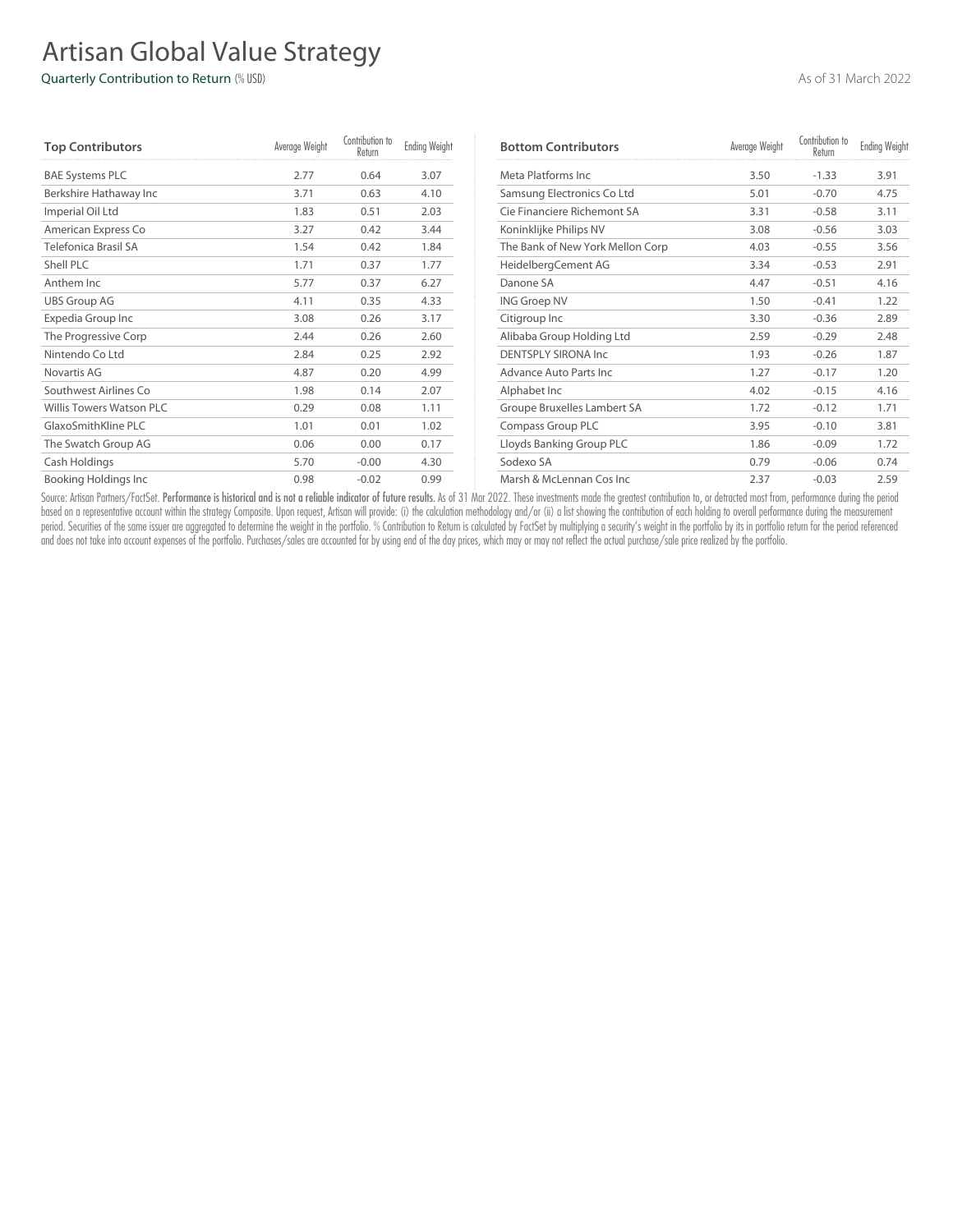# Artisan Global Value Strategy

Quarterly Contribution to Return (% USD)

As of 31 March 2022

| Top Contributors | Average Weight | Contribution to Return | Ending Weight |
|---|---|---|---|
| BAE Systems PLC | 2.77 | 0.64 | 3.07 |
| Berkshire Hathaway Inc | 3.71 | 0.63 | 4.10 |
| Imperial Oil Ltd | 1.83 | 0.51 | 2.03 |
| American Express Co | 3.27 | 0.42 | 3.44 |
| Telefonica Brasil SA | 1.54 | 0.42 | 1.84 |
| Shell PLC | 1.71 | 0.37 | 1.77 |
| Anthem Inc | 5.77 | 0.37 | 6.27 |
| UBS Group AG | 4.11 | 0.35 | 4.33 |
| Expedia Group Inc | 3.08 | 0.26 | 3.17 |
| The Progressive Corp | 2.44 | 0.26 | 2.60 |
| Nintendo Co Ltd | 2.84 | 0.25 | 2.92 |
| Novartis AG | 4.87 | 0.20 | 4.99 |
| Southwest Airlines Co | 1.98 | 0.14 | 2.07 |
| Willis Towers Watson PLC | 0.29 | 0.08 | 1.11 |
| GlaxoSmithKline PLC | 1.01 | 0.01 | 1.02 |
| The Swatch Group AG | 0.06 | 0.00 | 0.17 |
| Cash Holdings | 5.70 | -0.00 | 4.30 |
| Booking Holdings Inc | 0.98 | -0.02 | 0.99 |

| Bottom Contributors | Average Weight | Contribution to Return | Ending Weight |
|---|---|---|---|
| Meta Platforms Inc | 3.50 | -1.33 | 3.91 |
| Samsung Electronics Co Ltd | 5.01 | -0.70 | 4.75 |
| Cie Financiere Richemont SA | 3.31 | -0.58 | 3.11 |
| Koninklijke Philips NV | 3.08 | -0.56 | 3.03 |
| The Bank of New York Mellon Corp | 4.03 | -0.55 | 3.56 |
| HeidelbergCement AG | 3.34 | -0.53 | 2.91 |
| Danone SA | 4.47 | -0.51 | 4.16 |
| ING Groep NV | 1.50 | -0.41 | 1.22 |
| Citigroup Inc | 3.30 | -0.36 | 2.89 |
| Alibaba Group Holding Ltd | 2.59 | -0.29 | 2.48 |
| DENTSPLY SIRONA Inc | 1.93 | -0.26 | 1.87 |
| Advance Auto Parts Inc | 1.27 | -0.17 | 1.20 |
| Alphabet Inc | 4.02 | -0.15 | 4.16 |
| Groupe Bruxelles Lambert SA | 1.72 | -0.12 | 1.71 |
| Compass Group PLC | 3.95 | -0.10 | 3.81 |
| Lloyds Banking Group PLC | 1.86 | -0.09 | 1.72 |
| Sodexo SA | 0.79 | -0.06 | 0.74 |
| Marsh & McLennan Cos Inc | 2.37 | -0.03 | 2.59 |

Source: Artisan Partners/FactSet. **Performance is historical and is not a reliable indicator of future results.** As of 31 Mar 2022. These investments made the greatest contribution to, or detracted most from, performance during the period based on a representative account within the strategy Composite. Upon request, Artisan will provide: (i) the calculation methodology and/or (ii) a list showing the contribution of each holding to overall performance during the measurement period. Securities of the same issuer are aggregated to determine the weight in the portfolio. % Contribution to Return is calculated by FactSet by multiplying a security's weight in the portfolio by its in portfolio return for the period referenced and does not take into account expenses of the portfolio. Purchases/sales are accounted for by using end of the day prices, which may or may not reflect the actual purchase/sale price realized by the portfolio.